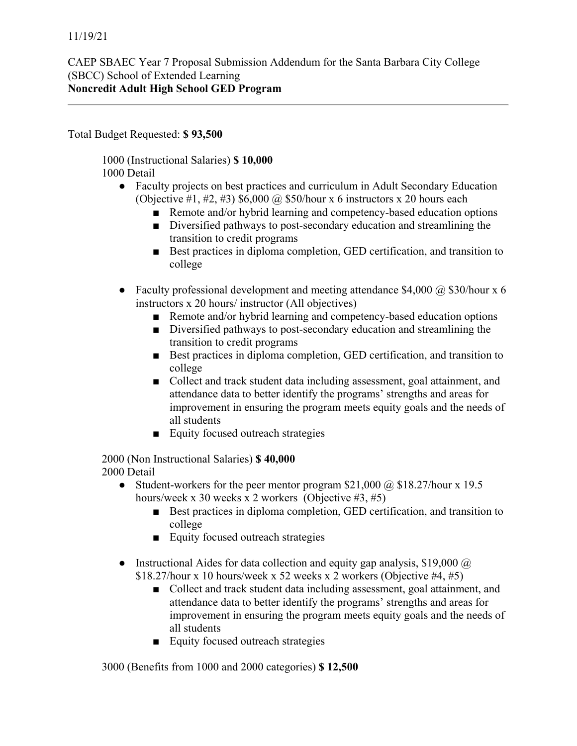11/19/21

CAEP SBAEC Year 7 Proposal Submission Addendum for the Santa Barbara City College (SBCC) School of Extended Learning
**Noncredit Adult High School GED Program**

---

Total Budget Requested: **$ 93,500**

1000 (Instructional Salaries) **$ 10,000**
1000 Detail

- Faculty projects on best practices and curriculum in Adult Secondary Education (Objective #1, #2, #3) $6,000 @ $50/hour x 6 instructors x 20 hours each
  - Remote and/or hybrid learning and competency-based education options
  - Diversified pathways to post-secondary education and streamlining the transition to credit programs
  - Best practices in diploma completion, GED certification, and transition to college

- Faculty professional development and meeting attendance $4,000 @ $30/hour x 6 instructors x 20 hours/ instructor (All objectives)
  - Remote and/or hybrid learning and competency-based education options
  - Diversified pathways to post-secondary education and streamlining the transition to credit programs
  - Best practices in diploma completion, GED certification, and transition to college
  - Collect and track student data including assessment, goal attainment, and attendance data to better identify the programs' strengths and areas for improvement in ensuring the program meets equity goals and the needs of all students
  - Equity focused outreach strategies

2000 (Non Instructional Salaries) **$ 40,000**
2000 Detail

- Student-workers for the peer mentor program $21,000 @ $18.27/hour x 19.5 hours/week x 30 weeks x 2 workers (Objective #3, #5)
  - Best practices in diploma completion, GED certification, and transition to college
  - Equity focused outreach strategies

- Instructional Aides for data collection and equity gap analysis, $19,000 @ $18.27/hour x 10 hours/week x 52 weeks x 2 workers (Objective #4, #5)
  - Collect and track student data including assessment, goal attainment, and attendance data to better identify the programs' strengths and areas for improvement in ensuring the program meets equity goals and the needs of all students
  - Equity focused outreach strategies

3000 (Benefits from 1000 and 2000 categories) **$ 12,500**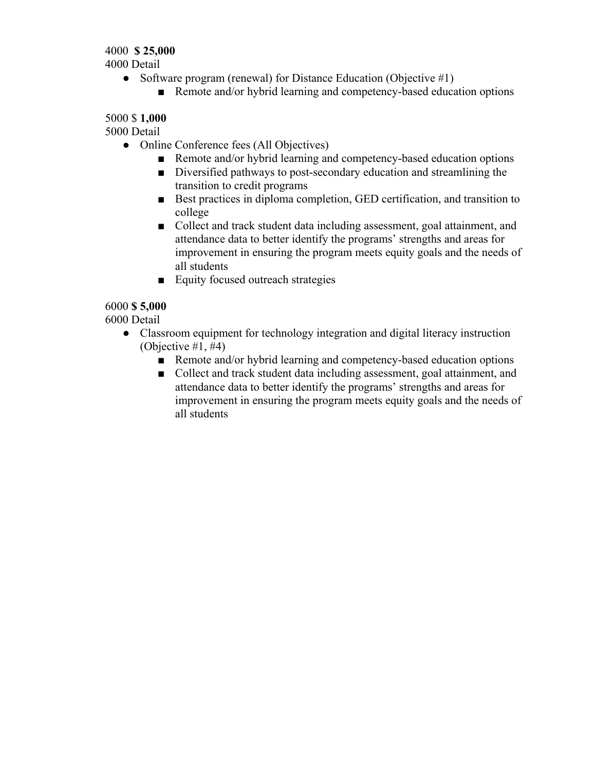4000 **$ 25,000**

4000 Detail

- Software program (renewal) for Distance Education (Objective #1)
    - Remote and/or hybrid learning and competency-based education options

5000 $ **1,000**

5000 Detail

- Online Conference fees (All Objectives)
    - Remote and/or hybrid learning and competency-based education options
    - Diversified pathways to post-secondary education and streamlining the transition to credit programs
    - Best practices in diploma completion, GED certification, and transition to college
    - Collect and track student data including assessment, goal attainment, and attendance data to better identify the programs' strengths and areas for improvement in ensuring the program meets equity goals and the needs of all students
    - Equity focused outreach strategies

6000 **$ 5,000**

6000 Detail

- Classroom equipment for technology integration and digital literacy instruction (Objective #1, #4)
    - Remote and/or hybrid learning and competency-based education options
    - Collect and track student data including assessment, goal attainment, and attendance data to better identify the programs' strengths and areas for improvement in ensuring the program meets equity goals and the needs of all students